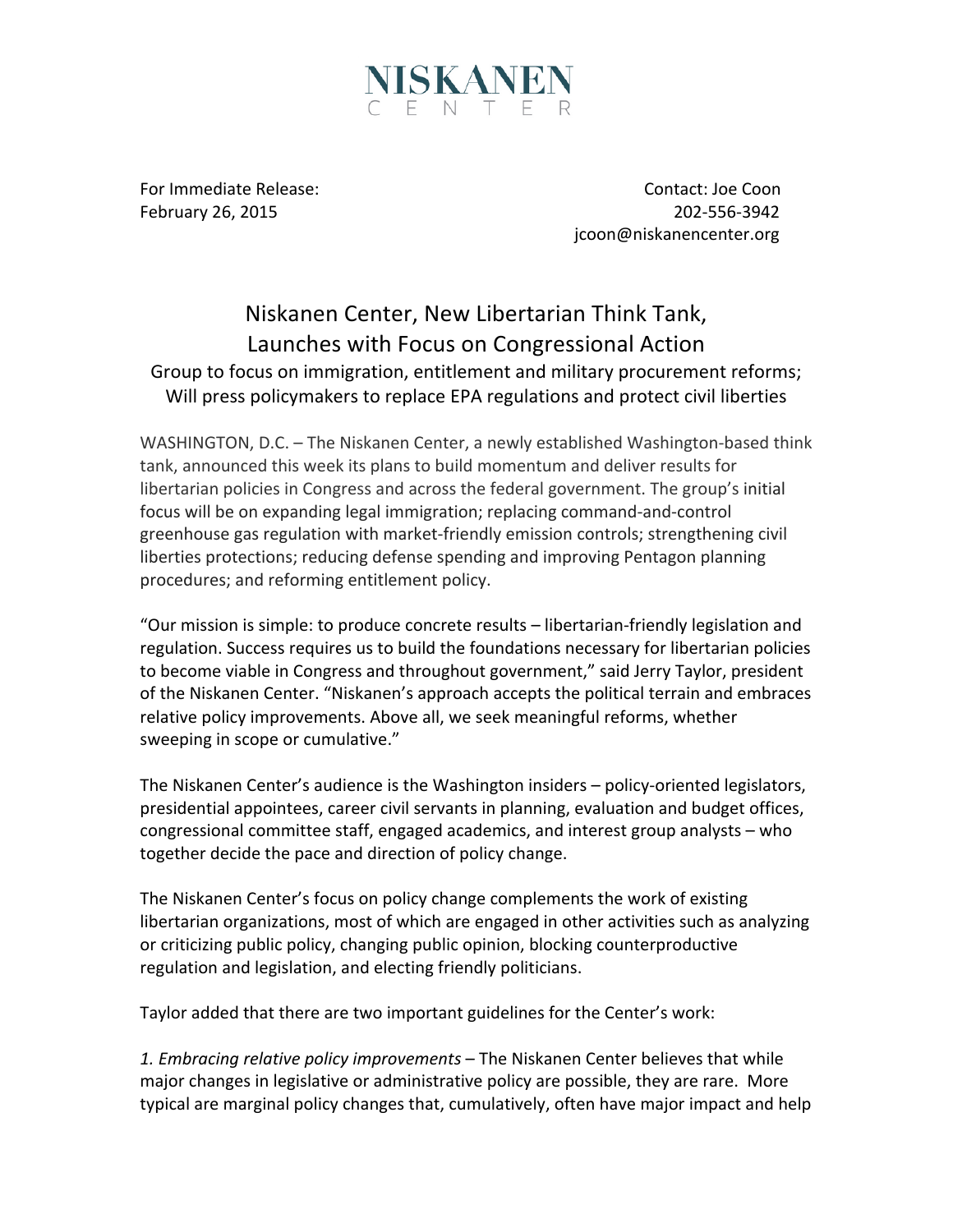# NISKANEN CENTER

For Immediate Release:
February 26, 2015

Contact: Joe Coon
202-556-3942
jcoon@niskanencenter.org

## Niskanen Center, New Libertarian Think Tank, Launches with Focus on Congressional Action

### Group to focus on immigration, entitlement and military procurement reforms; Will press policymakers to replace EPA regulations and protect civil liberties

WASHINGTON, D.C. – The Niskanen Center, a newly established Washington-based think tank, announced this week its plans to build momentum and deliver results for libertarian policies in Congress and across the federal government. The group's initial focus will be on expanding legal immigration; replacing command-and-control greenhouse gas regulation with market-friendly emission controls; strengthening civil liberties protections; reducing defense spending and improving Pentagon planning procedures; and reforming entitlement policy.

"Our mission is simple: to produce concrete results – libertarian-friendly legislation and regulation. Success requires us to build the foundations necessary for libertarian policies to become viable in Congress and throughout government," said Jerry Taylor, president of the Niskanen Center. "Niskanen's approach accepts the political terrain and embraces relative policy improvements. Above all, we seek meaningful reforms, whether sweeping in scope or cumulative."

The Niskanen Center's audience is the Washington insiders – policy-oriented legislators, presidential appointees, career civil servants in planning, evaluation and budget offices, congressional committee staff, engaged academics, and interest group analysts – who together decide the pace and direction of policy change.

The Niskanen Center's focus on policy change complements the work of existing libertarian organizations, most of which are engaged in other activities such as analyzing or criticizing public policy, changing public opinion, blocking counterproductive regulation and legislation, and electing friendly politicians.

Taylor added that there are two important guidelines for the Center's work:

*1. Embracing relative policy improvements* – The Niskanen Center believes that while major changes in legislative or administrative policy are possible, they are rare. More typical are marginal policy changes that, cumulatively, often have major impact and help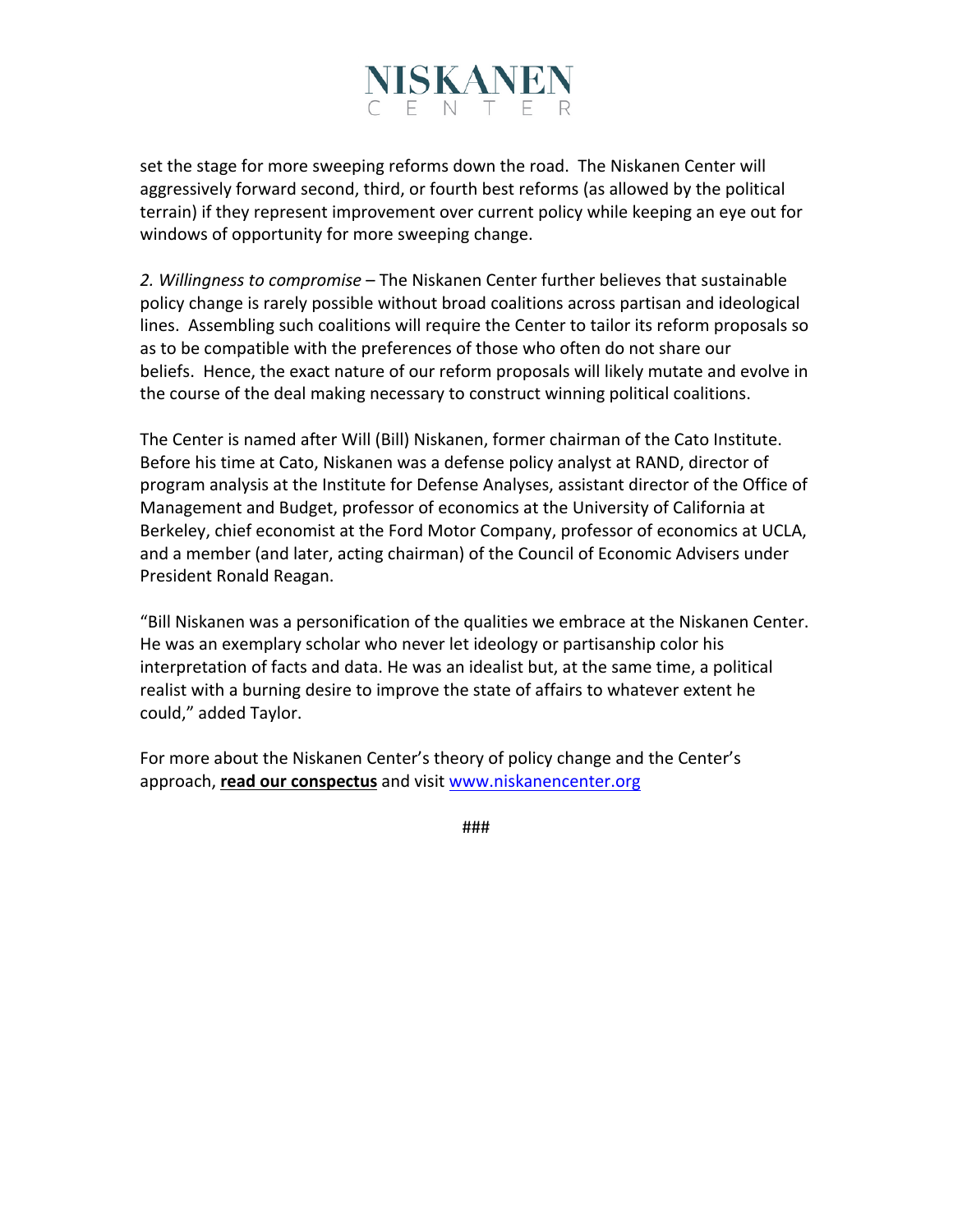set the stage for more sweeping reforms down the road. The Niskanen Center will aggressively forward second, third, or fourth best reforms (as allowed by the political terrain) if they represent improvement over current policy while keeping an eye out for windows of opportunity for more sweeping change.

*2. Willingness to compromise* – The Niskanen Center further believes that sustainable policy change is rarely possible without broad coalitions across partisan and ideological lines. Assembling such coalitions will require the Center to tailor its reform proposals so as to be compatible with the preferences of those who often do not share our beliefs. Hence, the exact nature of our reform proposals will likely mutate and evolve in the course of the deal making necessary to construct winning political coalitions.

The Center is named after Will (Bill) Niskanen, former chairman of the Cato Institute. Before his time at Cato, Niskanen was a defense policy analyst at RAND, director of program analysis at the Institute for Defense Analyses, assistant director of the Office of Management and Budget, professor of economics at the University of California at Berkeley, chief economist at the Ford Motor Company, professor of economics at UCLA, and a member (and later, acting chairman) of the Council of Economic Advisers under President Ronald Reagan.

"Bill Niskanen was a personification of the qualities we embrace at the Niskanen Center. He was an exemplary scholar who never let ideology or partisanship color his interpretation of facts and data. He was an idealist but, at the same time, a political realist with a burning desire to improve the state of affairs to whatever extent he could," added Taylor.

For more about the Niskanen Center's theory of policy change and the Center's approach, **read our conspectus** and visit www.niskanencenter.org

###